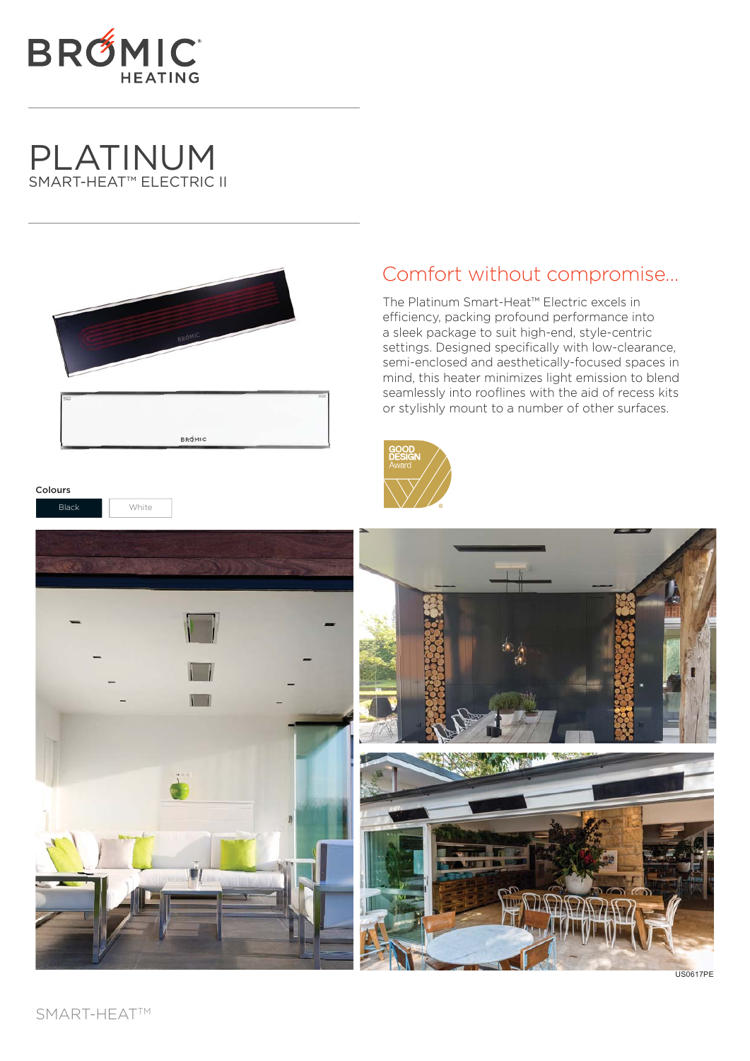BROMIC HEATING

# PLATINUM

SMART-HEAT™ ELECTRIC II

## Comfort without compromise...

The Platinum Smart-Heat™ Electric excels in efficiency, packing profound performance into a sleek package to suit high-end, style-centric settings. Designed specifically with low-clearance, semi-enclosed and aesthetically-focused spaces in mind, this heater minimizes light emission to blend seamlessly into rooflines with the aid of recess kits or stylishly mount to a number of other surfaces.

GOOD DESIGN Award

**Colours**

Black | White

US0617PE

SMART-HEAT™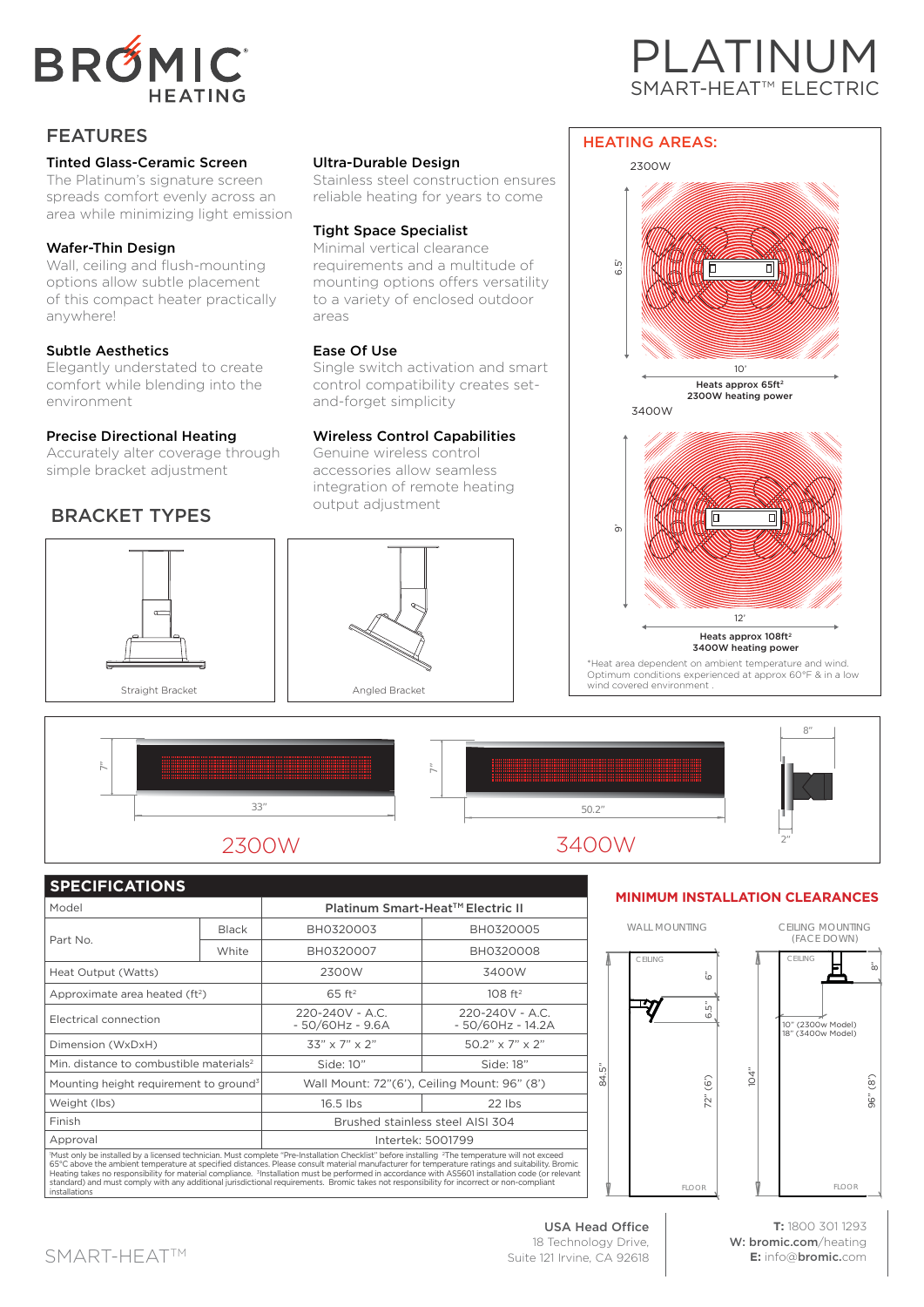# BROMIC HEATING

# PLATINUM

SMART-HEAT™ ELECTRIC

## FEATURES

**Tinted Glass-Ceramic Screen**
The Platinum's signature screen spreads comfort evenly across an area while minimizing light emission

**Wafer-Thin Design**
Wall, ceiling and flush-mounting options allow subtle placement of this compact heater practically anywhere!

**Subtle Aesthetics**
Elegantly understated to create comfort while blending into the environment

**Precise Directional Heating**
Accurately alter coverage through simple bracket adjustment

**Ultra-Durable Design**
Stainless steel construction ensures reliable heating for years to come

**Tight Space Specialist**
Minimal vertical clearance requirements and a multitude of mounting options offers versatility to a variety of enclosed outdoor areas

**Ease Of Use**
Single switch activation and smart control compatibility creates set-and-forget simplicity

**Wireless Control Capabilities**
Genuine wireless control accessories allow seamless integration of remote heating output adjustment

## BRACKET TYPES

Straight Bracket

Angled Bracket

## HEATING AREAS:

2300W

6.5'

10'

Heats approx 65ft²
2300W heating power

3400W

9'

12'

Heats approx 108ft²
3400W heating power

*Heat area dependent on ambient temperature and wind. Optimum conditions experienced at approx 60°F & in a low wind covered environment .

7"

33"

2300W

7"

50.2"

3400W

8"

2"

## SPECIFICATIONS

| Model | | Platinum Smart-Heat™ Electric II | |
|---|---|---|---|
| Part No. | Black | BH0320003 | BH0320005 |
| | White | BH0320007 | BH0320008 |
| Heat Output (Watts) | | 2300W | 3400W |
| Approximate area heated (ft²) | | 65 ft² | 108 ft² |
| Electrical connection | | 220-240V - A.C. - 50/60Hz - 9.6A | 220-240V - A.C. - 50/60Hz - 14.2A |
| Dimension (WxDxH) | | 33" x 7" x 2" | 50.2" x 7" x 2" |
| Min. distance to combustible materials[2] | | Side: 10" | Side: 18" |
| Mounting height requirement to ground[3] | | Wall Mount: 72"(6'), Ceiling Mount: 96" (8') | |
| Weight (lbs) | | 16.5 lbs | 22 lbs |
| Finish | | Brushed stainless steel AISI 304 | |
| Approval | | Intertek: 5001799 | |

[1]Must only be installed by a licensed technician. Must complete "Pre-Installation Checklist" before installing [2]The temperature will not exceed 65°C above the ambient temperature at specified distances. Please consult material manufacturer for temperature ratings and suitability. Bromic Heating takes no responsibility for material compliance. [3]Installation must be performed in accordance with AS5601 installation code (or relevant standard) and must comply with any additional jurisdictional requirements. Bromic takes not responsibility for incorrect or non-compliant installations

## MINIMUM INSTALLATION CLEARANCES

WALL MOUNTING

CEILING

6"

6.5"

84.5"

72" (6')

FLOOR

CEILING MOUNTING (FACE DOWN)

CEILING

8"

10" (2300w Model)
18" (3400w Model)

104"

96" (8')

FLOOR

**USA Head Office**
18 Technology Drive,
Suite 121 Irvine, CA 92618

**T:** 1800 301 1293
**W:** **bromic.com**/heating
**E:** info@**bromic**.com

SMART-HEAT™